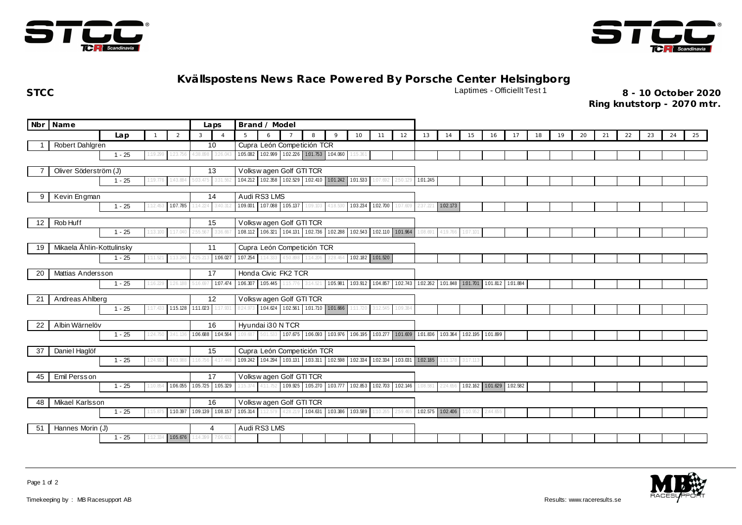# Kvällspostens News Race Powered By Porsche Center Helsingborg

**STCC**

Laptimes - Officiellt Test 1

**8 - 10 October 2020**
**Ring knutstorp - 2070 mtr.**

| Nbr | Name | | Laps | Brand / Model |
|---|---|---|---|---|
| 1 | Robert Dahlgren | | 10 | Cupra León Competición TCR |
| 7 | Oliver Söderström (J) | | 13 | Volkswagen Golf GTI TCR |
| 9 | Kevin Engman | | 14 | Audi RS3 LMS |
| 12 | Rob Huff | | 15 | Volkswagen Golf GTI TCR |
| 19 | Mikaela Åhlin-Kottulinsky | | 11 | Cupra León Competición TCR |
| 20 | Mattias Andersson | | 17 | Honda Civic FK2 TCR |
| 21 | Andreas Ahlberg | | 12 | Volkswagen Golf GTI TCR |
| 22 | Albin Wärnelöv | | 16 | Hyundai i30 N TCR |
| 37 | Daniel Haglöf | | 15 | Cupra León Competición TCR |
| 45 | Emil Persson | | 17 | Volkswagen Golf GTI TCR |
| 48 | Mikael Karlsson | | 16 | Volkswagen Golf GTI TCR |
| 51 | Hannes Morin (J) | | 4 | Audi RS3 LMS |

| Nbr | Lap | 1 | 2 | 3 | 4 | 5 | 6 | 7 | 8 | 9 | 10 | 11 | 12 | 13 | 14 | 15 | 16 | 17 | 18 | 19 | 20 | 21 | 22 | 23 | 24 | 25 |
|---|---|---|---|---|---|---|---|---|---|---|---|---|---|---|---|---|---|---|---|---|---|---|---|---|---|---|
| 1 | 1 - 25 | 1:19.299 | 1:23.756 | 4:38.898 | 3:26.043 | 1:05.082 | 1:02.999 | 1:02.226 | 1:01.753 | 1:04.060 | 1:15.361 | | | | | | | | | | | | | | | |
| 7 | 1 - 25 | 1:19.776 | 1:43.884 | 5:03.475 | 3:31.562 | 1:04.212 | 1:02.358 | 1:02.529 | 1:02.410 | 1:01.242 | 1:01.533 | 1:07.692 | 2:50.129 | 1:01.245 | | | | | | | | | | | | |
| 9 | 1 - 25 | 1:12.453 | 1:07.785 | 1:14.224 | 3:40.312 | 1:09.001 | 1:07.088 | 1:05.137 | 1:09.103 | 4:18.530 | 1:03.234 | 1:02.700 | 1:07.609 | 2:37.221 | 1:02.173 | | | | | | | | | | | |
| 12 | 1 - 25 | 1:13.100 | 1:17.040 | 2:55.567 | 3:36.667 | 1:08.112 | 1:06.321 | 1:04.131 | 1:02.736 | 1:02.288 | 1:02.543 | 1:02.110 | 1:01.964 | 1:08.691 | 4:19.766 | 1:07.101 | | | | | | | | | | |
| 19 | 1 - 25 | 1:11.521 | 1:13.246 | 4:25.213 | 1:06.027 | 1:07.254 | 1:14.333 | 4:50.898 | 1:14.206 | 3:28.464 | 1:02.182 | 1:01.520 | | | | | | | | | | | | | | |
| 20 | 1 - 25 | 1:16.229 | 1:26.188 | 5:16.697 | 1:07.474 | 1:06.307 | 1:05.445 | 1:15.776 | 3:14.521 | 1:05.981 | 1:03.912 | 1:04.857 | 1:02.743 | 1:02.262 | 1:01.848 | 1:01.701 | 1:01.812 | 1:01.884 | | | | | | | | |
| 21 | 1 - 25 | 1:17.433 | 1:15.128 | 1:11.023 | 1:17.931 | 8:24.973 | 1:04.624 | 1:02.561 | 1:01.710 | 1:01.666 | 1:11.720 | 3:12.545 | 1:09.384 | | | | | | | | | | | | | |
| 22 | 1 - 25 | 1:24.750 | 3:41.136 | 1:06.688 | 1:04.564 | 1:09.687 | 5:01.533 | 1:07.675 | 1:06.093 | 1:03.976 | 1:06.195 | 1:03.277 | 1:01.609 | 1:01.836 | 1:03.364 | 1:02.195 | 1:01.899 | | | | | | | | | |
| 37 | 1 - 25 | 1:24.933 | 4:03.968 | 1:16.756 | 4:17.448 | 1:09.242 | 1:04.294 | 1:03.131 | 1:03.311 | 1:02.598 | 1:02.334 | 1:02.334 | 1:03.031 | 1:02.185 | 1:11.178 | 3:17.111 | | | | | | | | | | |
| 45 | 1 - 25 | 1:10.854 | 1:06.055 | 1:05.725 | 1:05.329 | 1:15.374 | 4:11.752 | 1:09.925 | 1:05.270 | 1:03.777 | 1:02.853 | 1:02.703 | 1:02.146 | 1:08.581 | 2:24.656 | 1:02.162 | 1:01.629 | 1:02.582 | | | | | | | | |
| 48 | 1 - 25 | 1:15.875 | 1:10.397 | 1:09.139 | 1:08.157 | 1:05.314 | 1:12.579 | 4:28.219 | 1:04.631 | 1:03.386 | 1:03.589 | 1:10.265 | 2:59.465 | 1:02.575 | 1:02.406 | 1:10.952 | 2:44.655 | | | | | | | | | |
| 51 | 1 - 25 | 1:12.334 | 1:05.676 | 1:14.399 | 7:06.632 | | | | | | | | | | | | | | | | | | | | | |

Timekeeping by : MB Racesupport AB

Results: www.raceresults.se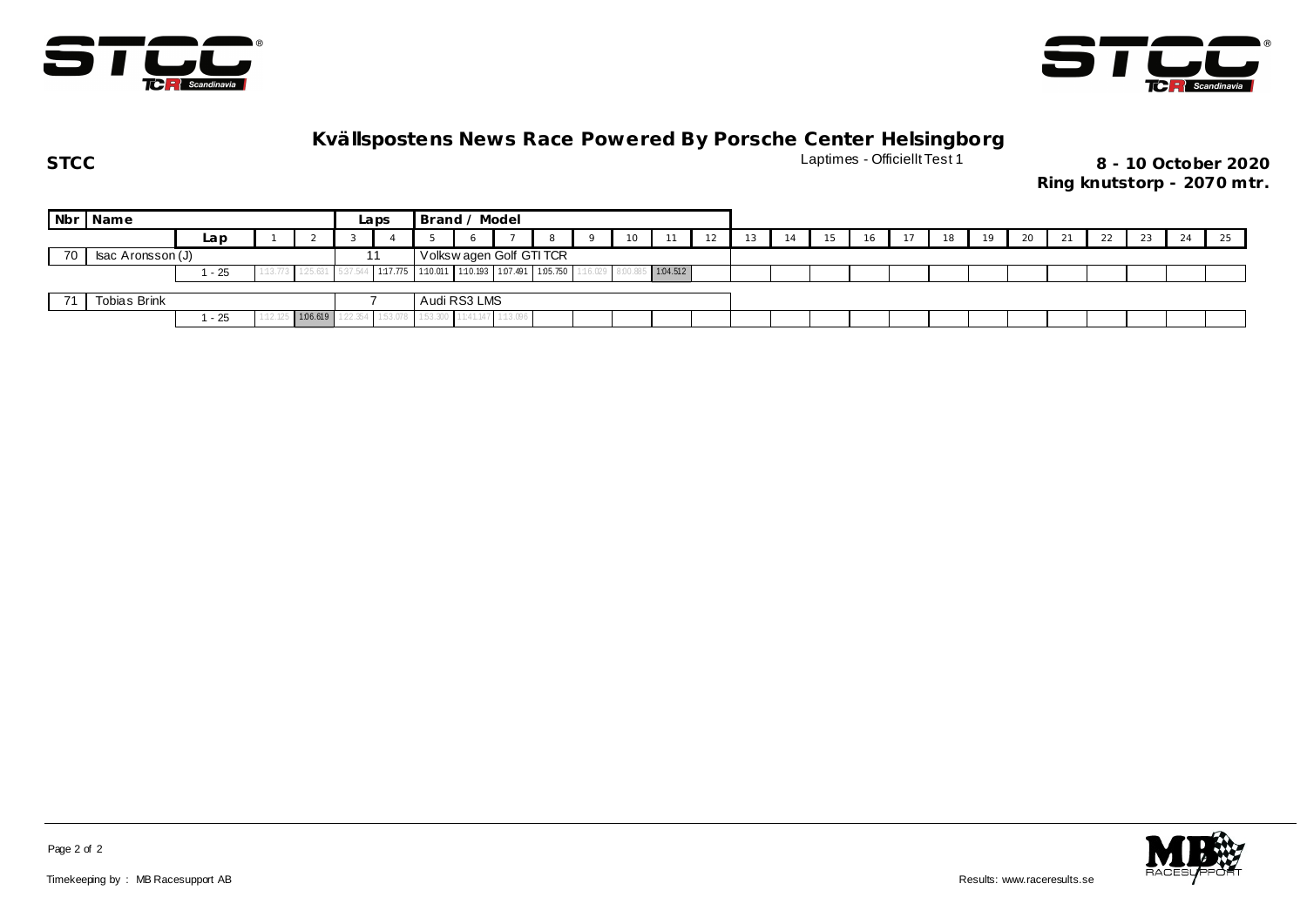# Kvällspostens News Race Powered By Porsche Center Helsingborg

**STCC**

Laptimes - Officiellt Test 1

**8 - 10 October 2020**
**Ring knutstorp - 2070 mtr.**

| Nbr | Name | Lap | 1 | 2 | 3 | 4 | 5 | 6 | 7 | 8 | 9 | 10 | 11 | 12 | 13 | 14 | 15 | 16 | 17 | 18 | 19 | 20 | 21 | 22 | 23 | 24 | 25 |
|---|---|---|---|---|---|---|---|---|---|---|---|---|---|---|---|---|---|---|---|---|---|---|---|---|---|---|---|
| 70 | Isac Aronsson (J) | Laps: 11 | Volkswagen Golf GTI TCR | | | | | | | | | | | | | | | | | | | | | | | | |
| | | 1 - 25 | 1:13.773 | 1:25.631 | 5:37.544 | 1:17.775 | 1:10.011 | 1:10.193 | 1:07.491 | 1:05.750 | 1:16.029 | 8:00.885 | 1:04.512 | | | | | | | | | | | | | | |
| 71 | Tobias Brink | Laps: 7 | Audi RS3 LMS | | | | | | | | | | | | | | | | | | | | | | | | |
| | | 1 - 25 | 1:12.125 | 1:06.619 | 1:22.354 | 1:53.078 | 1:53.300 | 1:14:1.147 | 1:13.096 | | | | | | | | | | | | | | | | | | |